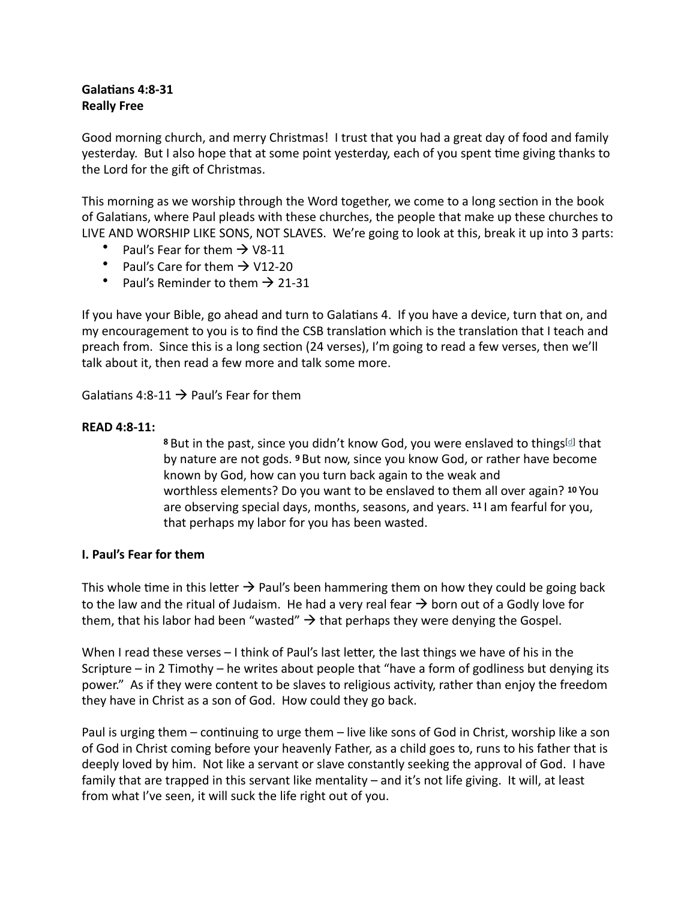**Galatians 4:8-31**
**Really Free**

Good morning church, and merry Christmas! I trust that you had a great day of food and family yesterday. But I also hope that at some point yesterday, each of you spent time giving thanks to the Lord for the gift of Christmas.

This morning as we worship through the Word together, we come to a long section in the book of Galatians, where Paul pleads with these churches, the people that make up these churches to LIVE AND WORSHIP LIKE SONS, NOT SLAVES. We're going to look at this, break it up into 3 parts:

- Paul's Fear for them → V8-11
- Paul's Care for them → V12-20
- Paul's Reminder to them → 21-31

If you have your Bible, go ahead and turn to Galatians 4. If you have a device, turn that on, and my encouragement to you is to find the CSB translation which is the translation that I teach and preach from. Since this is a long section (24 verses), I'm going to read a few verses, then we'll talk about it, then read a few more and talk some more.

Galatians 4:8-11 → Paul's Fear for them

**READ 4:8-11:**

> **8** But in the past, since you didn't know God, you were enslaved to things[d] that by nature are not gods. **9** But now, since you know God, or rather have become known by God, how can you turn back again to the weak and worthless elements? Do you want to be enslaved to them all over again? **10** You are observing special days, months, seasons, and years. **11** I am fearful for you, that perhaps my labor for you has been wasted.

**I. Paul's Fear for them**

This whole time in this letter → Paul's been hammering them on how they could be going back to the law and the ritual of Judaism. He had a very real fear → born out of a Godly love for them, that his labor had been "wasted" → that perhaps they were denying the Gospel.

When I read these verses – I think of Paul's last letter, the last things we have of his in the Scripture – in 2 Timothy – he writes about people that "have a form of godliness but denying its power." As if they were content to be slaves to religious activity, rather than enjoy the freedom they have in Christ as a son of God. How could they go back.

Paul is urging them – continuing to urge them – live like sons of God in Christ, worship like a son of God in Christ coming before your heavenly Father, as a child goes to, runs to his father that is deeply loved by him. Not like a servant or slave constantly seeking the approval of God. I have family that are trapped in this servant like mentality – and it's not life giving. It will, at least from what I've seen, it will suck the life right out of you.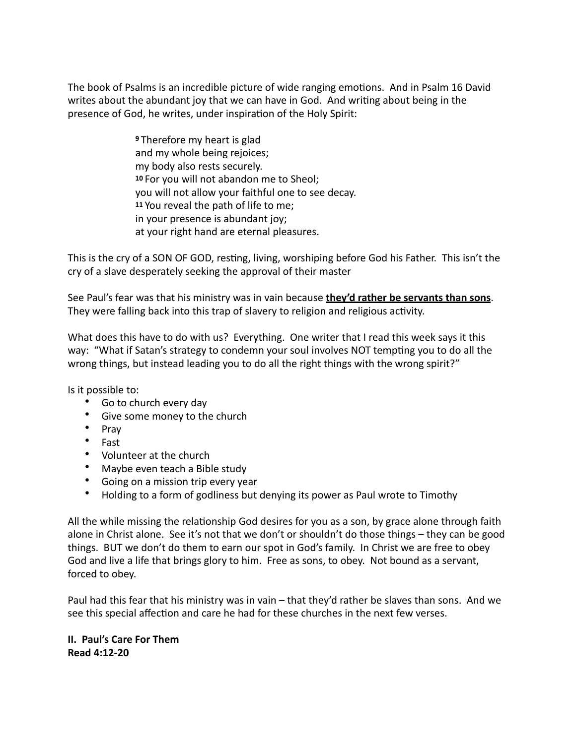The book of Psalms is an incredible picture of wide ranging emotions. And in Psalm 16 David writes about the abundant joy that we can have in God. And writing about being in the presence of God, he writes, under inspiration of the Holy Spirit:

> **9** Therefore my heart is glad
> and my whole being rejoices;
> my body also rests securely.
> **10** For you will not abandon me to Sheol;
> you will not allow your faithful one to see decay.
> **11** You reveal the path of life to me;
> in your presence is abundant joy;
> at your right hand are eternal pleasures.

This is the cry of a SON OF GOD, resting, living, worshiping before God his Father. This isn't the cry of a slave desperately seeking the approval of their master

See Paul's fear was that his ministry was in vain because **<u>they'd rather be servants than sons</u>**. They were falling back into this trap of slavery to religion and religious activity.

What does this have to do with us? Everything. One writer that I read this week says it this way: "What if Satan's strategy to condemn your soul involves NOT tempting you to do all the wrong things, but instead leading you to do all the right things with the wrong spirit?"

Is it possible to:

- Go to church every day
- Give some money to the church
- Pray
- Fast
- Volunteer at the church
- Maybe even teach a Bible study
- Going on a mission trip every year
- Holding to a form of godliness but denying its power as Paul wrote to Timothy

All the while missing the relationship God desires for you as a son, by grace alone through faith alone in Christ alone. See it's not that we don't or shouldn't do those things – they can be good things. BUT we don't do them to earn our spot in God's family. In Christ we are free to obey God and live a life that brings glory to him. Free as sons, to obey. Not bound as a servant, forced to obey.

Paul had this fear that his ministry was in vain – that they'd rather be slaves than sons. And we see this special affection and care he had for these churches in the next few verses.

**II. Paul's Care For Them**
**Read 4:12-20**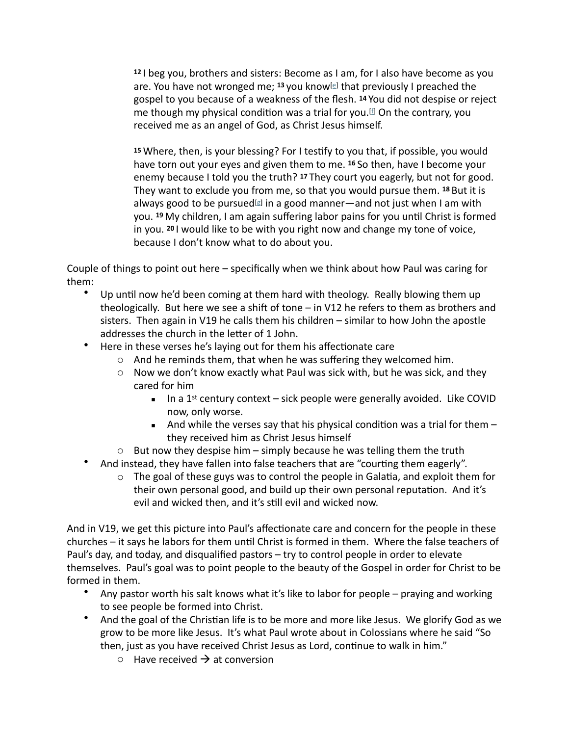> [12] I beg you, brothers and sisters: Become as I am, for I also have become as you are. You have not wronged me; [13] you know[e] that previously I preached the gospel to you because of a weakness of the flesh. [14] You did not despise or reject me though my physical condition was a trial for you.[f] On the contrary, you received me as an angel of God, as Christ Jesus himself.
>
> [15] Where, then, is your blessing? For I testify to you that, if possible, you would have torn out your eyes and given them to me. [16] So then, have I become your enemy because I told you the truth? [17] They court you eagerly, but not for good. They want to exclude you from me, so that you would pursue them. [18] But it is always good to be pursued[g] in a good manner—and not just when I am with you. [19] My children, I am again suffering labor pains for you until Christ is formed in you. [20] I would like to be with you right now and change my tone of voice, because I don't know what to do about you.

Couple of things to point out here – specifically when we think about how Paul was caring for them:

- Up until now he'd been coming at them hard with theology. Really blowing them up theologically. But here we see a shift of tone – in V12 he refers to them as brothers and sisters. Then again in V19 he calls them his children – similar to how John the apostle addresses the church in the letter of 1 John.
- Here in these verses he's laying out for them his affectionate care
  - And he reminds them, that when he was suffering they welcomed him.
  - Now we don't know exactly what Paul was sick with, but he was sick, and they cared for him
    - In a 1st century context – sick people were generally avoided. Like COVID now, only worse.
    - And while the verses say that his physical condition was a trial for them – they received him as Christ Jesus himself
  - But now they despise him – simply because he was telling them the truth
- And instead, they have fallen into false teachers that are "courting them eagerly".
  - The goal of these guys was to control the people in Galatia, and exploit them for their own personal good, and build up their own personal reputation. And it's evil and wicked then, and it's still evil and wicked now.

And in V19, we get this picture into Paul's affectionate care and concern for the people in these churches – it says he labors for them until Christ is formed in them. Where the false teachers of Paul's day, and today, and disqualified pastors – try to control people in order to elevate themselves. Paul's goal was to point people to the beauty of the Gospel in order for Christ to be formed in them.

- Any pastor worth his salt knows what it's like to labor for people – praying and working to see people be formed into Christ.
- And the goal of the Christian life is to be more and more like Jesus. We glorify God as we grow to be more like Jesus. It's what Paul wrote about in Colossians where he said "So then, just as you have received Christ Jesus as Lord, continue to walk in him."
  - Have received → at conversion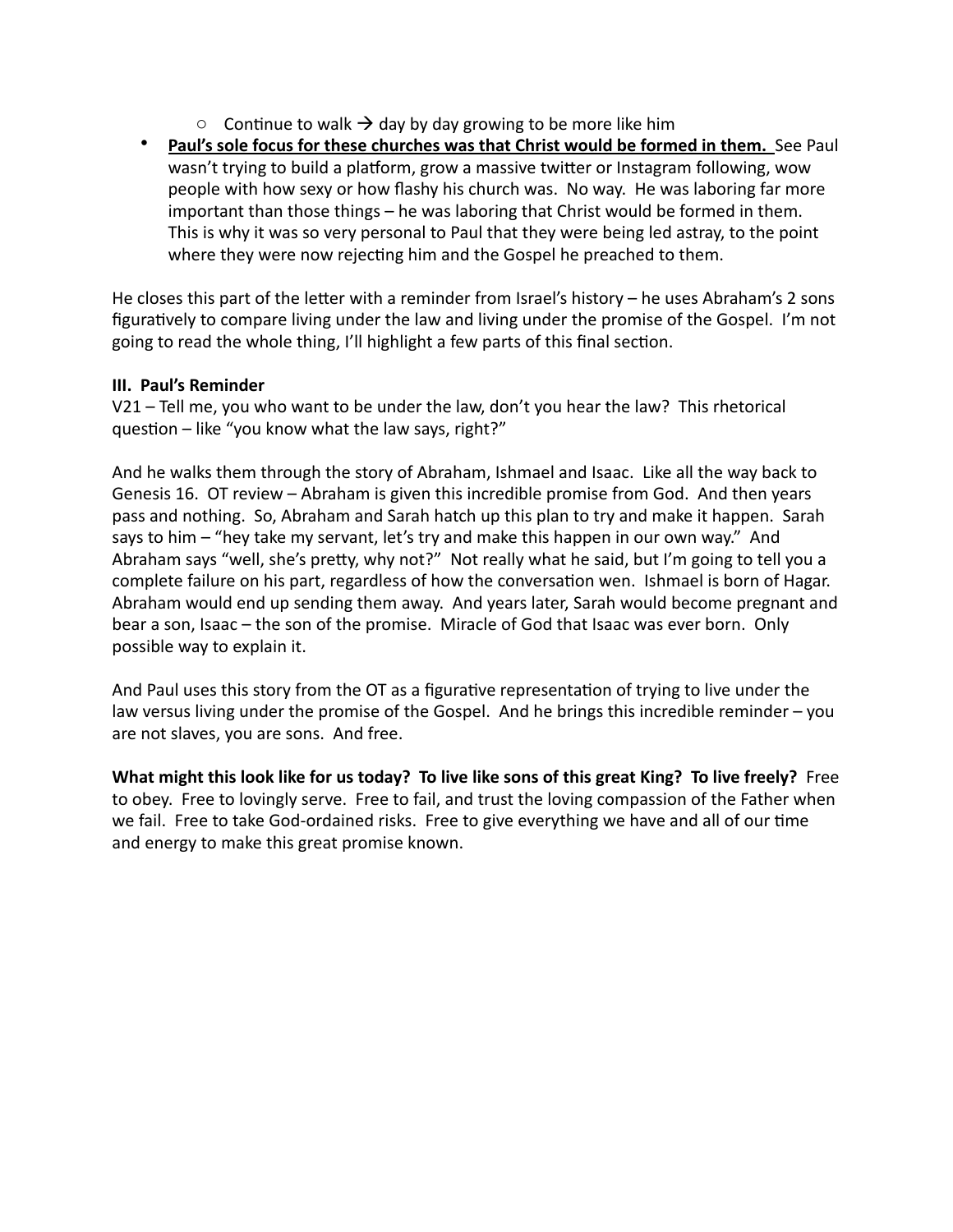- Continue to walk → day by day growing to be more like him

- **<u>Paul's sole focus for these churches was that Christ would be formed in them.</u>** See Paul wasn't trying to build a platform, grow a massive twitter or Instagram following, wow people with how sexy or how flashy his church was. No way. He was laboring far more important than those things – he was laboring that Christ would be formed in them. This is why it was so very personal to Paul that they were being led astray, to the point where they were now rejecting him and the Gospel he preached to them.

He closes this part of the letter with a reminder from Israel's history – he uses Abraham's 2 sons figuratively to compare living under the law and living under the promise of the Gospel. I'm not going to read the whole thing, I'll highlight a few parts of this final section.

**III. Paul's Reminder**

V21 – Tell me, you who want to be under the law, don't you hear the law? This rhetorical question – like "you know what the law says, right?"

And he walks them through the story of Abraham, Ishmael and Isaac. Like all the way back to Genesis 16. OT review – Abraham is given this incredible promise from God. And then years pass and nothing. So, Abraham and Sarah hatch up this plan to try and make it happen. Sarah says to him – "hey take my servant, let's try and make this happen in our own way." And Abraham says "well, she's pretty, why not?" Not really what he said, but I'm going to tell you a complete failure on his part, regardless of how the conversation wen. Ishmael is born of Hagar. Abraham would end up sending them away. And years later, Sarah would become pregnant and bear a son, Isaac – the son of the promise. Miracle of God that Isaac was ever born. Only possible way to explain it.

And Paul uses this story from the OT as a figurative representation of trying to live under the law versus living under the promise of the Gospel. And he brings this incredible reminder – you are not slaves, you are sons. And free.

**What might this look like for us today? To live like sons of this great King? To live freely?** Free to obey. Free to lovingly serve. Free to fail, and trust the loving compassion of the Father when we fail. Free to take God-ordained risks. Free to give everything we have and all of our time and energy to make this great promise known.